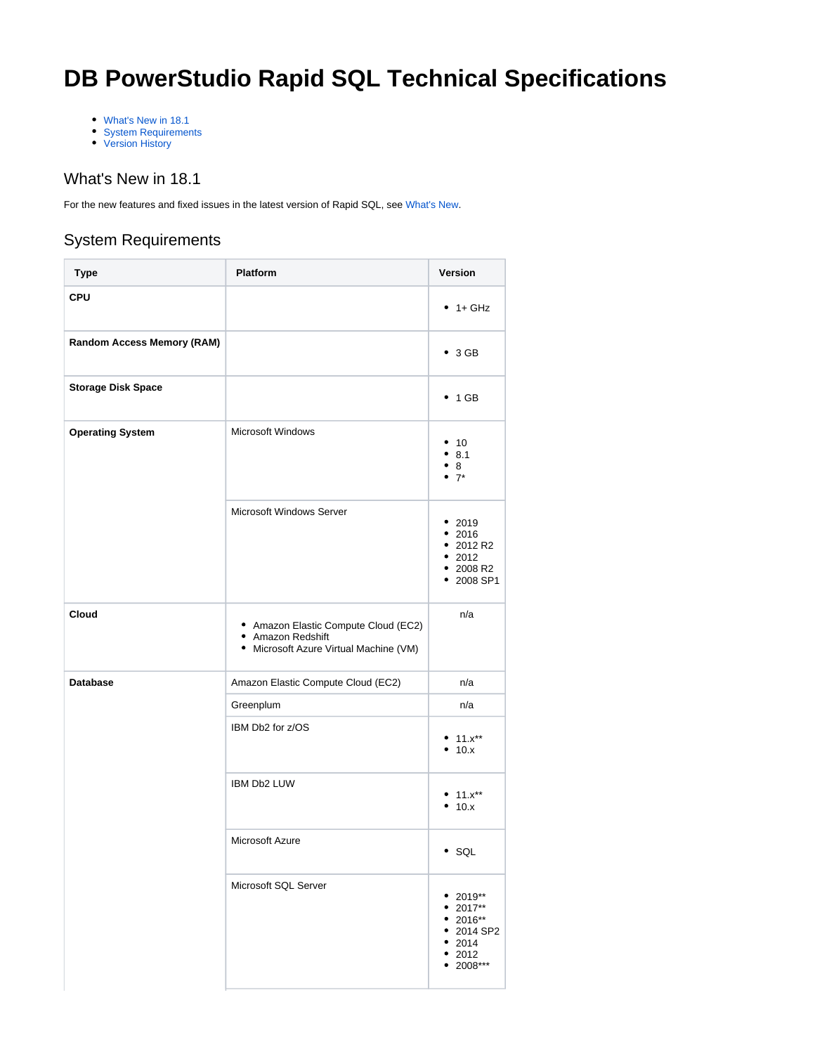# DB PowerStudio Rapid SQL Technical Specifications

- What's New in 18.1
- System Requirements
- Version History

## What's New in 18.1

For the new features and fixed issues in the latest version of Rapid SQL, see What's New.

## System Requirements

| Type | Platform | Version |
|---|---|---|
| **CPU** | | • 1+ GHz |
| **Random Access Memory (RAM)** | | • 3 GB |
| **Storage Disk Space** | | • 1 GB |
| **Operating System** | Microsoft Windows | • 10<br>• 8.1<br>• 8<br>• 7* |
| | Microsoft Windows Server | • 2019<br>• 2016<br>• 2012 R2<br>• 2012<br>• 2008 R2<br>• 2008 SP1 |
| **Cloud** | • Amazon Elastic Compute Cloud (EC2)<br>• Amazon Redshift<br>• Microsoft Azure Virtual Machine (VM) | n/a |
| **Database** | Amazon Elastic Compute Cloud (EC2) | n/a |
| | Greenplum | n/a |
| | IBM Db2 for z/OS | • 11.x**<br>• 10.x |
| | IBM Db2 LUW | • 11.x**<br>• 10.x |
| | Microsoft Azure | • SQL |
| | Microsoft SQL Server | • 2019**<br>• 2017**<br>• 2016**<br>• 2014 SP2<br>• 2014<br>• 2012<br>• 2008*** |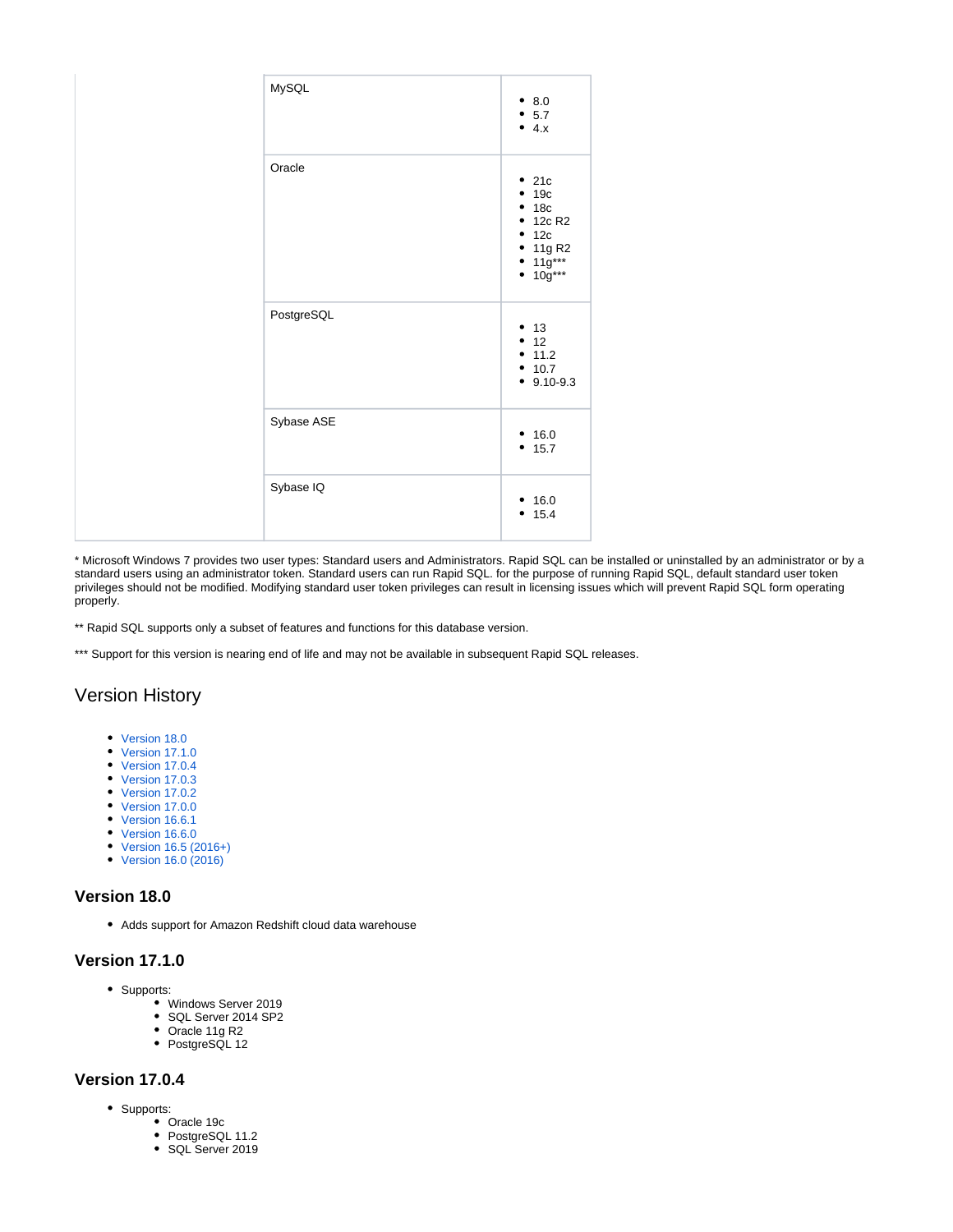| | | |
|---|---|---|
| | MySQL | • 8.0<br>• 5.7<br>• 4.x |
| | Oracle | • 21c<br>• 19c<br>• 18c<br>• 12c R2<br>• 12c<br>• 11g R2<br>• 11g***<br>• 10g*** |
| | PostgreSQL | • 13<br>• 12<br>• 11.2<br>• 10.7<br>• 9.10-9.3 |
| | Sybase ASE | • 16.0<br>• 15.7 |
| | Sybase IQ | • 16.0<br>• 15.4 |

* Microsoft Windows 7 provides two user types: Standard users and Administrators. Rapid SQL can be installed or uninstalled by an administrator or by a standard users using an administrator token. Standard users can run Rapid SQL. for the purpose of running Rapid SQL, default standard user token privileges should not be modified. Modifying standard user token privileges can result in licensing issues which will prevent Rapid SQL form operating properly.

** Rapid SQL supports only a subset of features and functions for this database version.

*** Support for this version is nearing end of life and may not be available in subsequent Rapid SQL releases.

## Version History

- Version 18.0
- Version 17.1.0
- Version 17.0.4
- Version 17.0.3
- Version 17.0.2
- Version 17.0.0
- Version 16.6.1
- Version 16.6.0
- Version 16.5 (2016+)
- Version 16.0 (2016)

### Version 18.0

- Adds support for Amazon Redshift cloud data warehouse

### Version 17.1.0

- Supports:
  - Windows Server 2019
  - SQL Server 2014 SP2
  - Oracle 11g R2
  - PostgreSQL 12

### Version 17.0.4

- Supports:
  - Oracle 19c
  - PostgreSQL 11.2
  - SQL Server 2019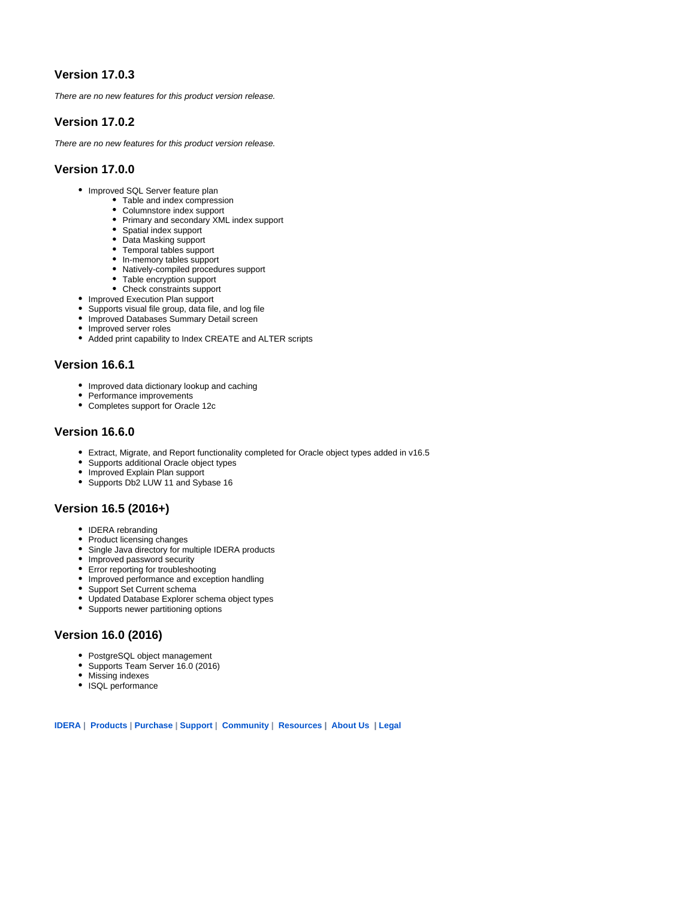### Version 17.0.3

*There are no new features for this product version release.*

### Version 17.0.2

*There are no new features for this product version release.*

### Version 17.0.0

- Improved SQL Server feature plan
  - Table and index compression
  - Columnstore index support
  - Primary and secondary XML index support
  - Spatial index support
  - Data Masking support
  - Temporal tables support
  - In-memory tables support
  - Natively-compiled procedures support
  - Table encryption support
  - Check constraints support
- Improved Execution Plan support
- Supports visual file group, data file, and log file
- Improved Databases Summary Detail screen
- Improved server roles
- Added print capability to Index CREATE and ALTER scripts

### Version 16.6.1

- Improved data dictionary lookup and caching
- Performance improvements
- Completes support for Oracle 12c

### Version 16.6.0

- Extract, Migrate, and Report functionality completed for Oracle object types added in v16.5
- Supports additional Oracle object types
- Improved Explain Plan support
- Supports Db2 LUW 11 and Sybase 16

### Version 16.5 (2016+)

- IDERA rebranding
- Product licensing changes
- Single Java directory for multiple IDERA products
- Improved password security
- Error reporting for troubleshooting
- Improved performance and exception handling
- Support Set Current schema
- Updated Database Explorer schema object types
- Supports newer partitioning options

### Version 16.0 (2016)

- PostgreSQL object management
- Supports Team Server 16.0 (2016)
- Missing indexes
- ISQL performance

**IDERA** | **Products** | **Purchase** | **Support** | **Community** | **Resources** | **About Us** | **Legal**